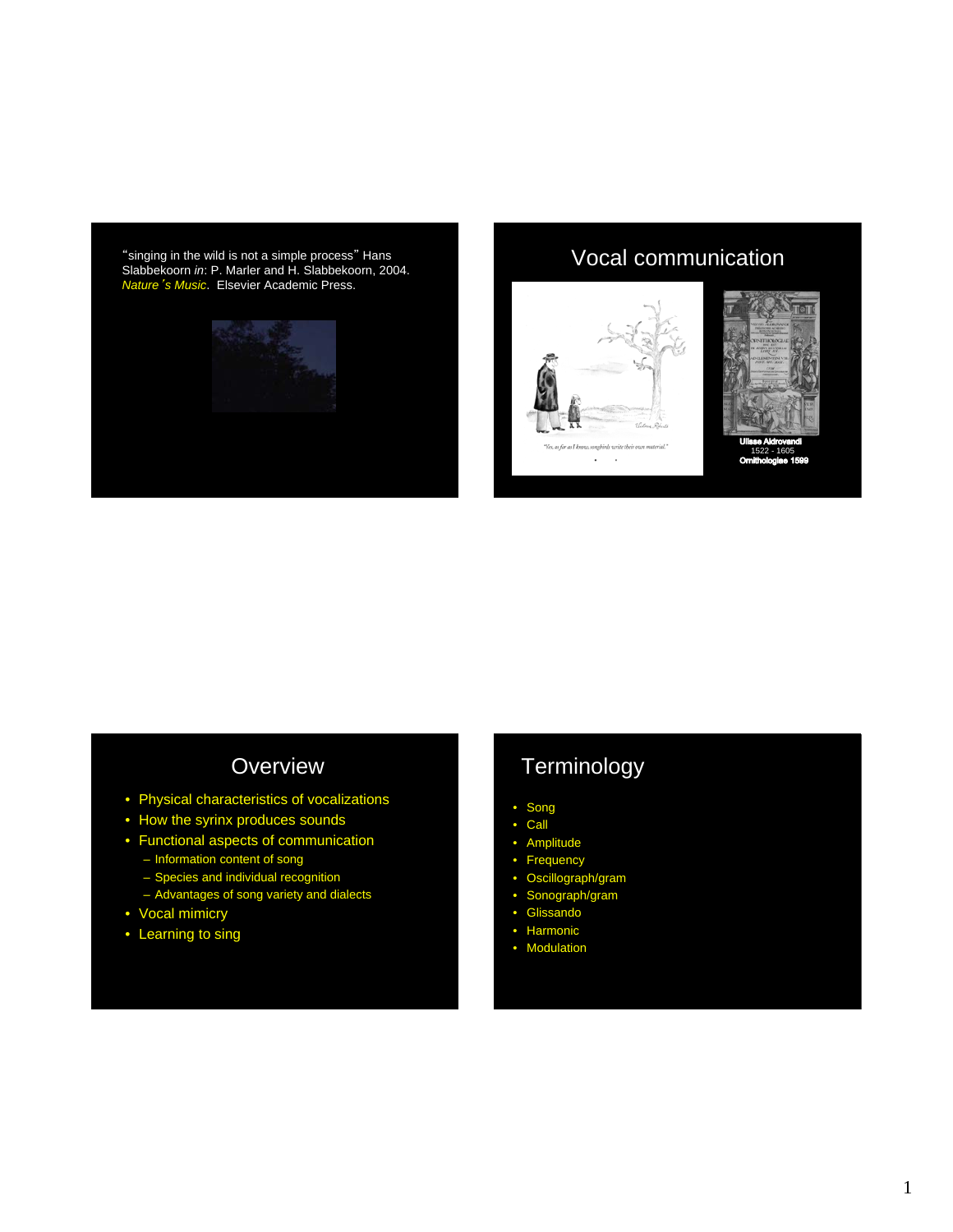"singing in the wild is not a simple process" Hans Slabbekoorn *in*: P. Marler and H. Slabbekoorn, 2004. *Nature's Music*. Elsevier Academic Press.

## Vocal communication

"Yes, as far as I know, songbirds write their own material."

**Ulisse Aldrovandi**
1522 - 1605
**Ornithologiae 1599**

## Overview

- Physical characteristics of vocalizations
- How the syrinx produces sounds
- Functional aspects of communication
  - Information content of song
  - Species and individual recognition
  - Advantages of song variety and dialects
- Vocal mimicry
- Learning to sing

## Terminology

- Song
- Call
- Amplitude
- Frequency
- Oscillograph/gram
- Sonograph/gram
- Glissando
- Harmonic
- Modulation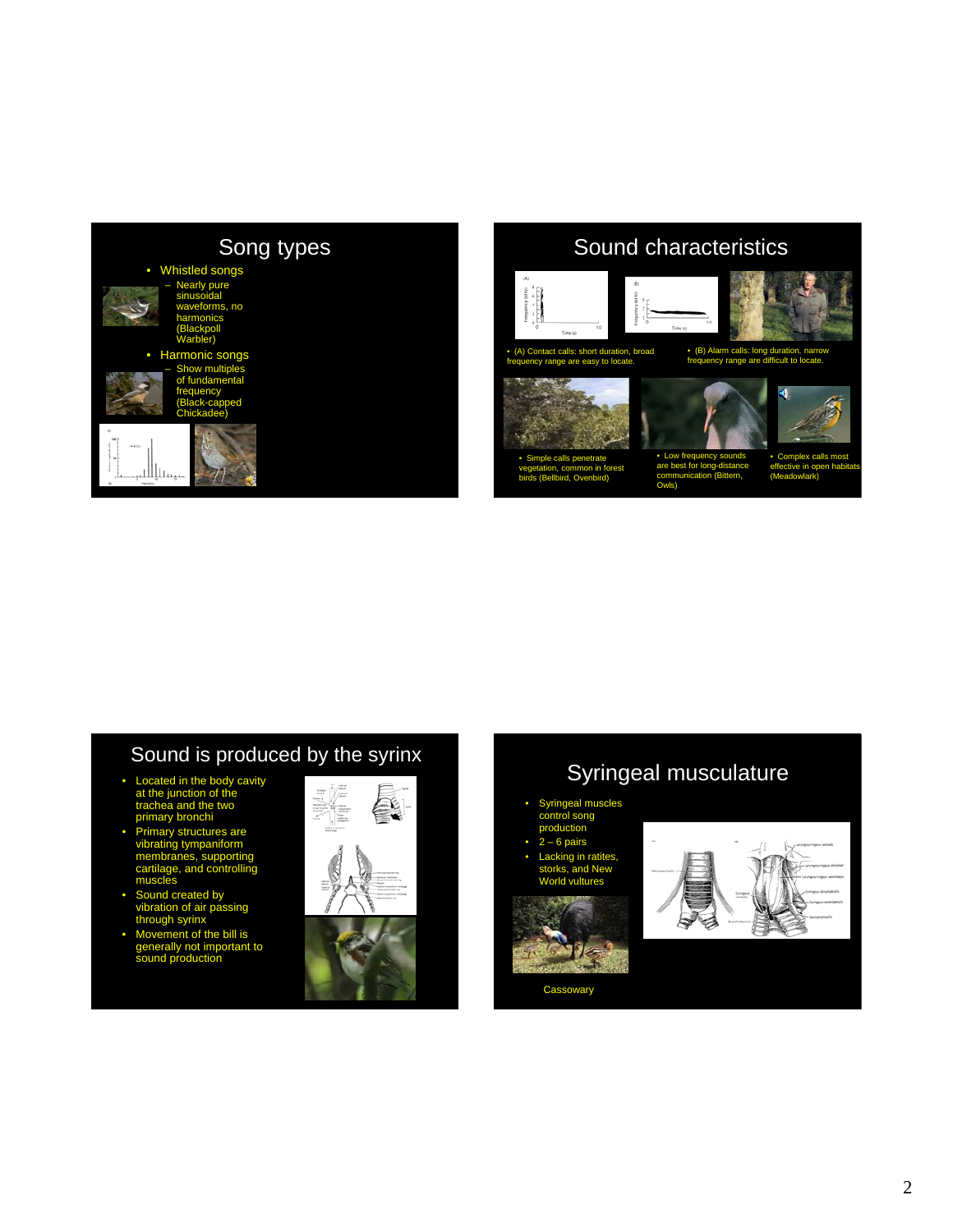## Song types

- Whistled songs
  - Nearly pure sinusoidal waveforms, no harmonics (Blackpoll Warbler)
- Harmonic songs
  - Show multiples of fundamental frequency (Black-capped Chickadee)

## Sound characteristics

- (A) Contact calls: short duration, broad frequency range are easy to locate.
- (B) Alarm calls: long duration, narrow frequency range are difficult to locate.
- Simple calls penetrate vegetation, common in forest birds (Bellbird, Ovenbird)
- Low frequency sounds are best for long-distance communication (Bittern, Owls)
- Complex calls most effective in open habitats (Meadowlark)

## Sound is produced by the syrinx

- Located in the body cavity at the junction of the trachea and the two primary bronchi
- Primary structures are vibrating tympaniform membranes, supporting cartilage, and controlling muscles
- Sound created by vibration of air passing through syrinx
- Movement of the bill is generally not important to sound production

## Syringeal musculature

- Syringeal muscles control song production
- 2 – 6 pairs
- Lacking in ratites, storks, and New World vultures

Cassowary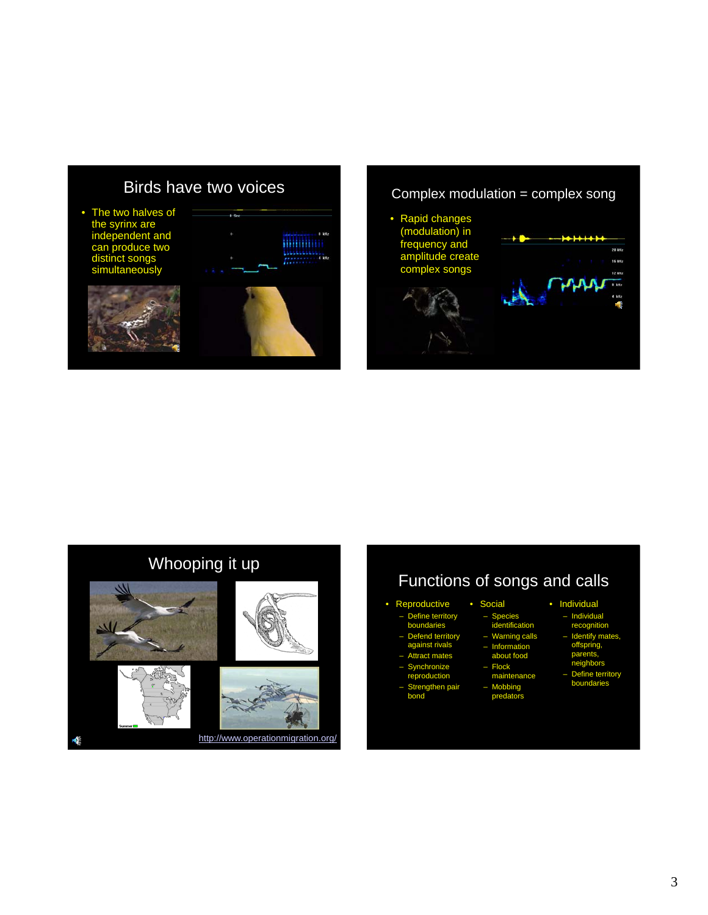## Birds have two voices

- The two halves of the syrinx are independent and can produce two distinct songs simultaneously

## Complex modulation = complex song

- Rapid changes (modulation) in frequency and amplitude create complex songs

## Whooping it up

http://www.operationmigration.org/

## Functions of songs and calls

- Reproductive
  - Define territory boundaries
  - Defend territory against rivals
  - Attract mates
  - Synchronize reproduction
  - Strengthen pair bond
- Social
  - Species identification
  - Warning calls
  - Information about food
  - Flock maintenance
  - Mobbing predators
- Individual
  - Individual recognition
  - Identify mates, offspring, parents, neighbors
  - Define territory boundaries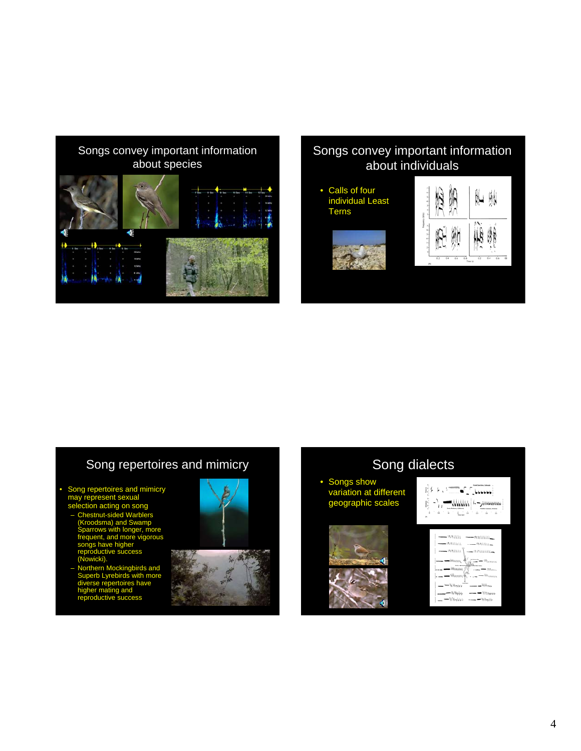## Songs convey important information about species

## Songs convey important information about individuals

- Calls of four individual Least Terns

## Song repertoires and mimicry

- Song repertoires and mimicry may represent sexual selection acting on song
  - Chestnut-sided Warblers (Kroodsma) and Swamp Sparrows with longer, more frequent, and more vigorous songs have higher reproductive success (Nowicki).
  - Northern Mockingbirds and Superb Lyrebirds with more diverse repertoires have higher mating and reproductive success

## Song dialects

- Songs show variation at different geographic scales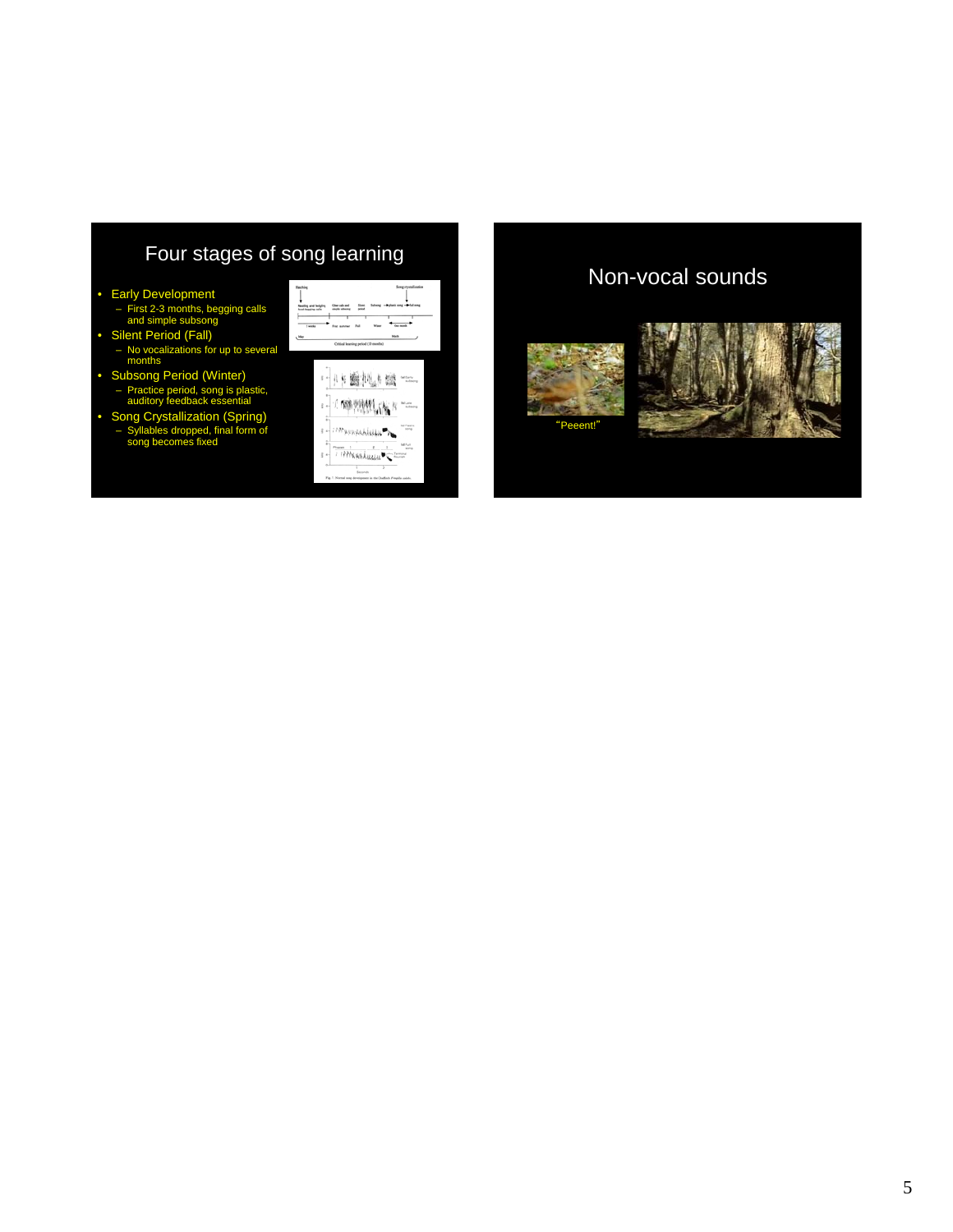## Four stages of song learning

- Early Development
  - First 2-3 months, begging calls and simple subsong
- Silent Period (Fall)
  - No vocalizations for up to several months
- Subsong Period (Winter)
  - Practice period, song is plastic, auditory feedback essential
- Song Crystallization (Spring)
  - Syllables dropped, final form of song becomes fixed

## Non-vocal sounds

"Peeent!"